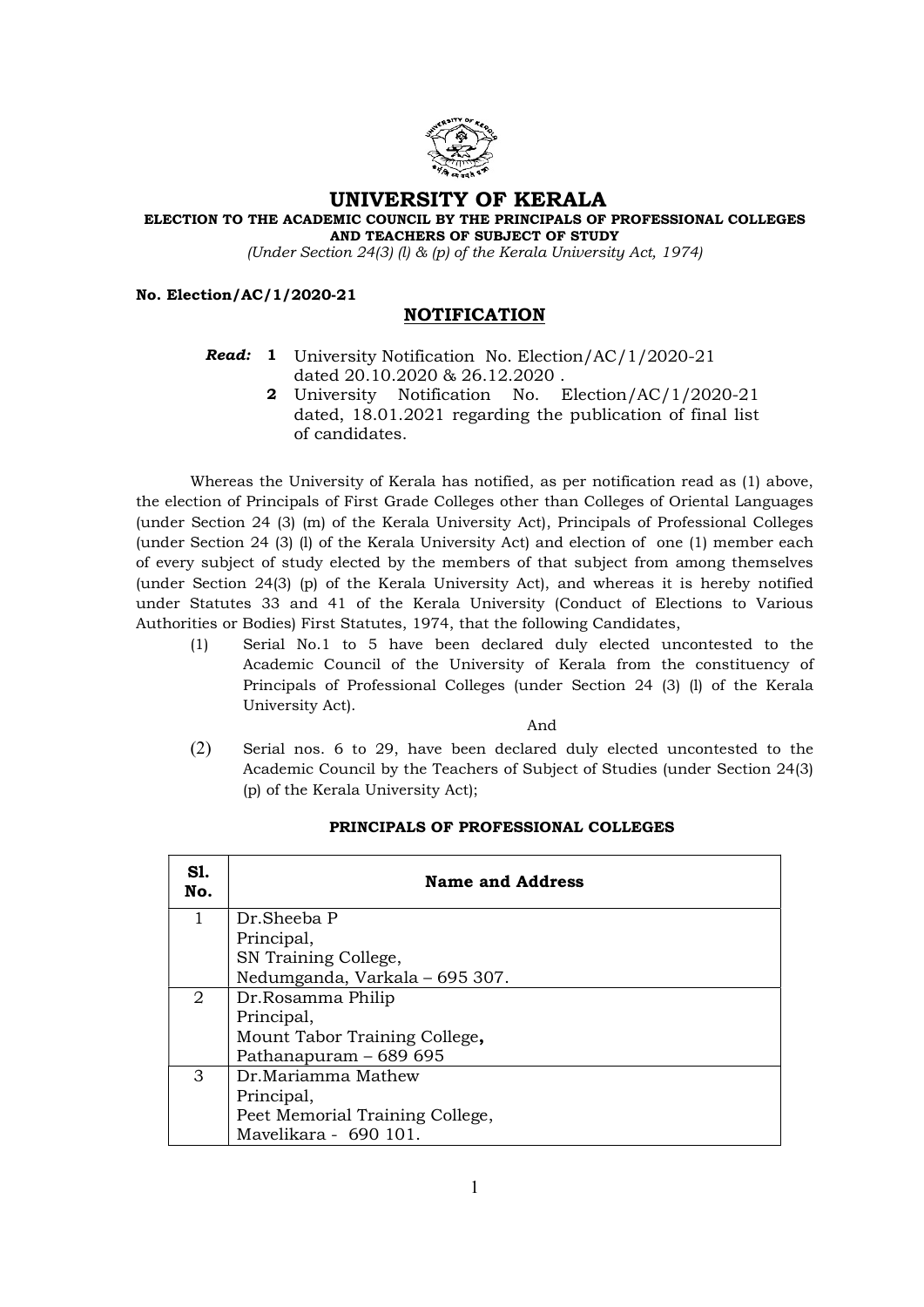# UNIVERSITY OF KERALA

**ELECTION TO THE ACADEMIC COUNCIL BY THE PRINCIPALS OF PROFESSIONAL COLLEGES AND TEACHERS OF SUBJECT OF STUDY**

*(Under Section 24(3) (l) & (p) of the Kerala University Act, 1974)*

**No. Election/AC/1/2020-21**

## NOTIFICATION

***Read:*** **1** University Notification No. Election/AC/1/2020-21 dated 20.10.2020 & 26.12.2020 .

**2** University Notification No. Election/AC/1/2020-21 dated, 18.01.2021 regarding the publication of final list of candidates.

Whereas the University of Kerala has notified, as per notification read as (1) above, the election of Principals of First Grade Colleges other than Colleges of Oriental Languages (under Section 24 (3) (m) of the Kerala University Act), Principals of Professional Colleges (under Section 24 (3) (l) of the Kerala University Act) and election of one (1) member each of every subject of study elected by the members of that subject from among themselves (under Section 24(3) (p) of the Kerala University Act), and whereas it is hereby notified under Statutes 33 and 41 of the Kerala University (Conduct of Elections to Various Authorities or Bodies) First Statutes, 1974, that the following Candidates,

(1) Serial No.1 to 5 have been declared duly elected uncontested to the Academic Council of the University of Kerala from the constituency of Principals of Professional Colleges (under Section 24 (3) (l) of the Kerala University Act).

And

(2) Serial nos. 6 to 29, have been declared duly elected uncontested to the Academic Council by the Teachers of Subject of Studies (under Section 24(3) (p) of the Kerala University Act);

**PRINCIPALS OF PROFESSIONAL COLLEGES**

| Sl. No. | Name and Address |
|---|---|
| 1 | Dr.Sheeba P<br>Principal,<br>SN Training College,<br>Nedumganda, Varkala – 695 307. |
| 2 | Dr.Rosamma Philip<br>Principal,<br>Mount Tabor Training College,<br>Pathanapuram – 689 695 |
| 3 | Dr.Mariamma Mathew<br>Principal,<br>Peet Memorial Training College,<br>Mavelikara - 690 101. |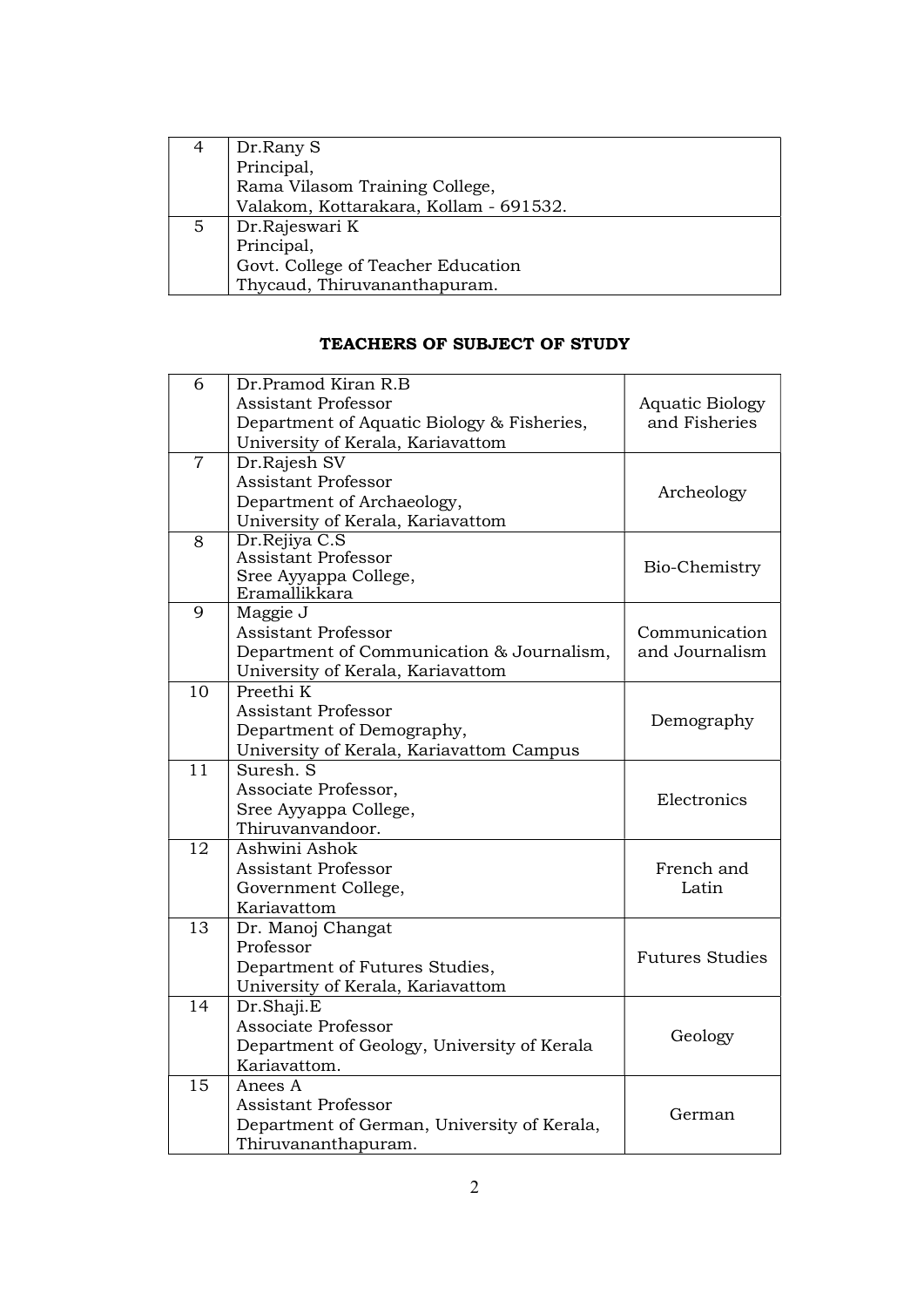| | |
|---|---|
| 4 | Dr.Rany S<br>Principal,<br>Rama Vilasom Training College,<br>Valakom, Kottarakara, Kollam - 691532. |
| 5 | Dr.Rajeswari K<br>Principal,<br>Govt. College of Teacher Education<br>Thycaud, Thiruvananthapuram. |

**TEACHERS OF SUBJECT OF STUDY**

| | | |
|---|---|---|
| 6 | Dr.Pramod Kiran R.B<br>Assistant Professor<br>Department of Aquatic Biology & Fisheries,<br>University of Kerala, Kariavattom | Aquatic Biology and Fisheries |
| 7 | Dr.Rajesh SV<br>Assistant Professor<br>Department of Archaeology,<br>University of Kerala, Kariavattom | Archeology |
| 8 | Dr.Rejiya C.S<br>Assistant Professor<br>Sree Ayyappa College,<br>Eramallikkara | Bio-Chemistry |
| 9 | Maggie J<br>Assistant Professor<br>Department of Communication & Journalism,<br>University of Kerala, Kariavattom | Communication and Journalism |
| 10 | Preethi K<br>Assistant Professor<br>Department of Demography,<br>University of Kerala, Kariavattom Campus | Demography |
| 11 | Suresh. S<br>Associate Professor,<br>Sree Ayyappa College,<br>Thiruvanvandoor. | Electronics |
| 12 | Ashwini Ashok<br>Assistant Professor<br>Government College,<br>Kariavattom | French and Latin |
| 13 | Dr. Manoj Changat<br>Professor<br>Department of Futures Studies,<br>University of Kerala, Kariavattom | Futures Studies |
| 14 | Dr.Shaji.E<br>Associate Professor<br>Department of Geology, University of Kerala<br>Kariavattom. | Geology |
| 15 | Anees A<br>Assistant Professor<br>Department of German, University of Kerala,<br>Thiruvananthapuram. | German |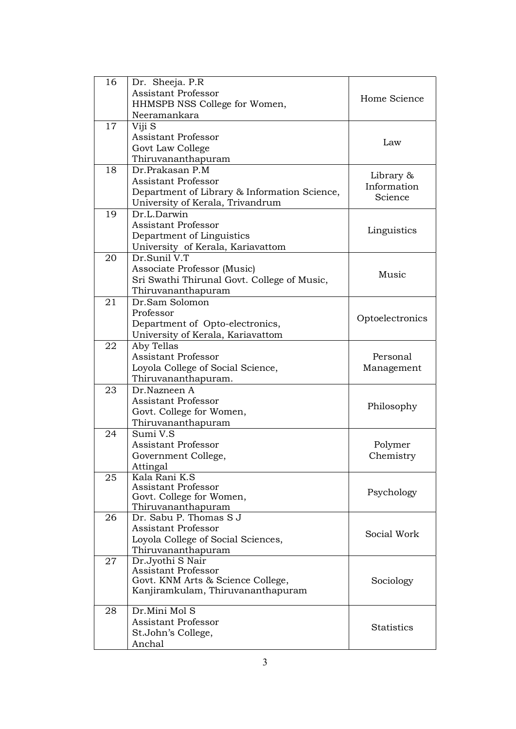| | | |
|---|---|---|
| 16 | Dr. Sheeja. P.R<br>Assistant Professor<br>HHMSPB NSS College for Women,<br>Neeramankara | Home Science |
| 17 | Viji S<br>Assistant Professor<br>Govt Law College<br>Thiruvananthapuram | Law |
| 18 | Dr.Prakasan P.M<br>Assistant Professor<br>Department of Library & Information Science,<br>University of Kerala, Trivandrum | Library & Information Science |
| 19 | Dr.L.Darwin<br>Assistant Professor<br>Department of Linguistics<br>University of Kerala, Kariavattom | Linguistics |
| 20 | Dr.Sunil V.T<br>Associate Professor (Music)<br>Sri Swathi Thirunal Govt. College of Music,<br>Thiruvananthapuram | Music |
| 21 | Dr.Sam Solomon<br>Professor<br>Department of Opto-electronics,<br>University of Kerala, Kariavattom | Optoelectronics |
| 22 | Aby Tellas<br>Assistant Professor<br>Loyola College of Social Science,<br>Thiruvananthapuram. | Personal Management |
| 23 | Dr.Nazneen A<br>Assistant Professor<br>Govt. College for Women,<br>Thiruvananthapuram | Philosophy |
| 24 | Sumi V.S<br>Assistant Professor<br>Government College,<br>Attingal | Polymer Chemistry |
| 25 | Kala Rani K.S<br>Assistant Professor<br>Govt. College for Women,<br>Thiruvananthapuram | Psychology |
| 26 | Dr. Sabu P. Thomas S J<br>Assistant Professor<br>Loyola College of Social Sciences,<br>Thiruvananthapuram | Social Work |
| 27 | Dr.Jyothi S Nair<br>Assistant Professor<br>Govt. KNM Arts & Science College,<br>Kanjiramkulam, Thiruvananthapuram | Sociology |
| 28 | Dr.Mini Mol S<br>Assistant Professor<br>St.John's College,<br>Anchal | Statistics |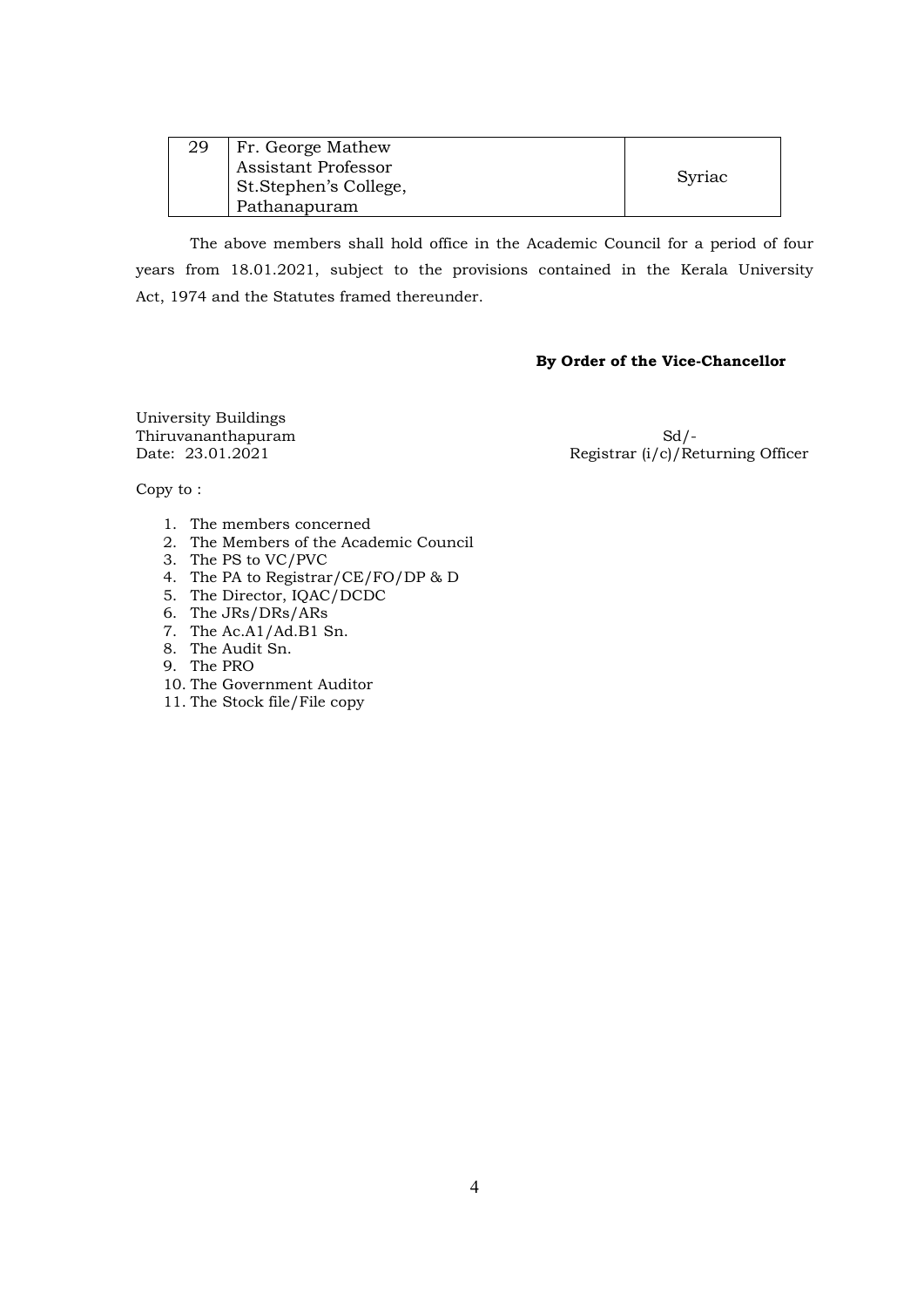| | | |
|---|---|---|
| 29 | Fr. George Mathew<br>Assistant Professor<br>St.Stephen's College,<br>Pathanapuram | Syriac |

The above members shall hold office in the Academic Council for a period of four years from 18.01.2021, subject to the provisions contained in the Kerala University Act, 1974 and the Statutes framed thereunder.

**By Order of the Vice-Chancellor**

University Buildings
Thiruvananthapuram
Date: 23.01.2021

Sd/-
Registrar (i/c)/Returning Officer

Copy to :

1. The members concerned
2. The Members of the Academic Council
3. The PS to VC/PVC
4. The PA to Registrar/CE/FO/DP & D
5. The Director, IQAC/DCDC
6. The JRs/DRs/ARs
7. The Ac.A1/Ad.B1 Sn.
8. The Audit Sn.
9. The PRO
10. The Government Auditor
11. The Stock file/File copy